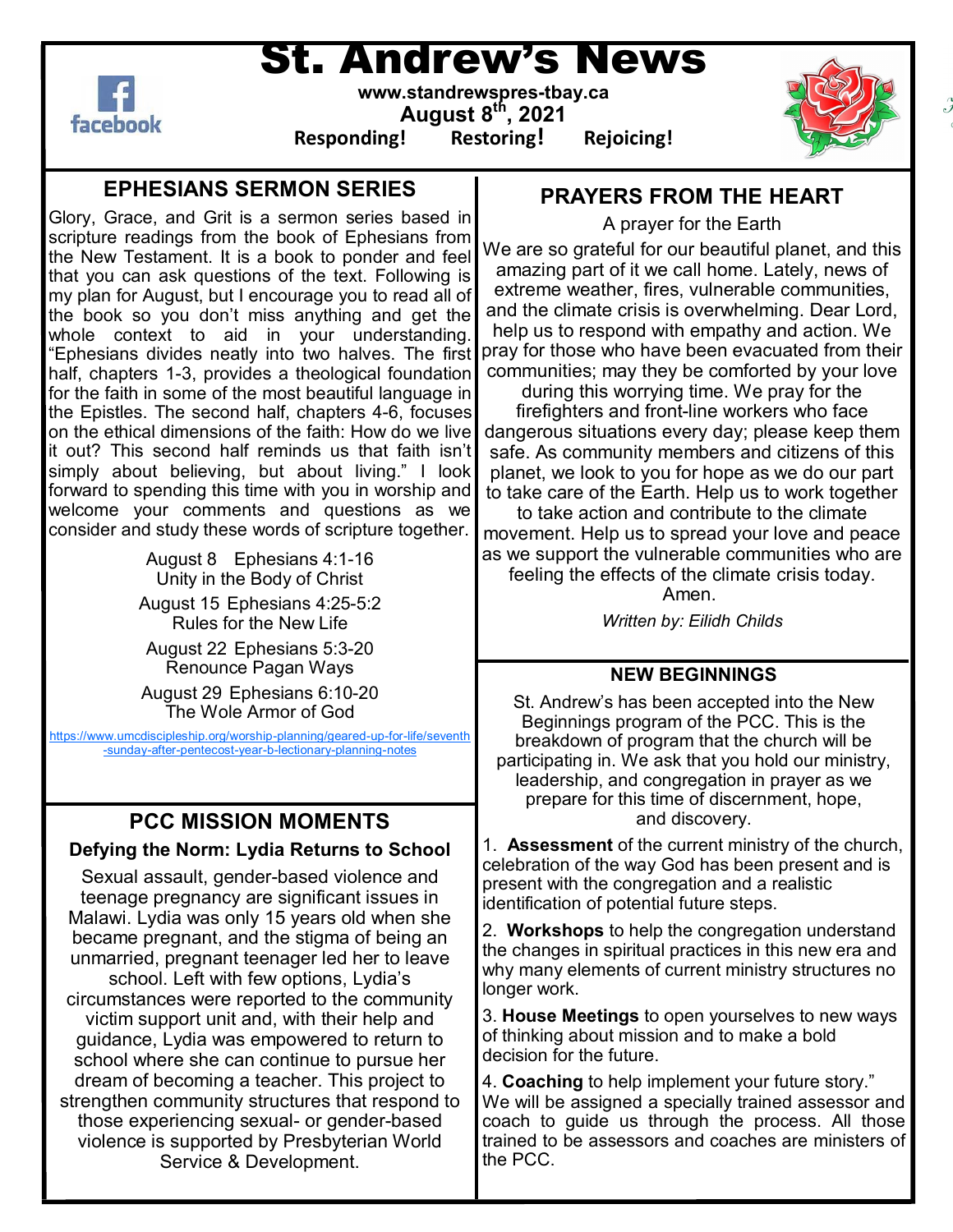# St. Andrew's News

**www.standrewspres-tbay.ca**

**August 8th, 2021**

**Responding! Restoring! Rejoicing!**

## EPHESIANS SERMON SERIES

Glory, Grace, and Grit is a sermon series based in scripture readings from the book of Ephesians from the New Testament. It is a book to ponder and feel that you can ask questions of the text. Following is my plan for August, but I encourage you to read all of the book so you don't miss anything and get the whole context to aid in your understanding. "Ephesians divides neatly into two halves. The first half, chapters 1-3, provides a theological foundation for the faith in some of the most beautiful language in the Epistles. The second half, chapters 4-6, focuses on the ethical dimensions of the faith: How do we live it out? This second half reminds us that faith isn't simply about believing, but about living." I look forward to spending this time with you in worship and welcome your comments and questions as we consider and study these words of scripture together.

August 8 Ephesians 4:1-16
Unity in the Body of Christ

August 15 Ephesians 4:25-5:2
Rules for the New Life

August 22 Ephesians 5:3-20
Renounce Pagan Ways

August 29 Ephesians 6:10-20
The Wole Armor of God

https://www.umcdiscipleship.org/worship-planning/geared-up-for-life/seventh-sunday-after-pentecost-year-b-lectionary-planning-notes

## PCC MISSION MOMENTS

### Defying the Norm: Lydia Returns to School

Sexual assault, gender-based violence and teenage pregnancy are significant issues in Malawi. Lydia was only 15 years old when she became pregnant, and the stigma of being an unmarried, pregnant teenager led her to leave school. Left with few options, Lydia's circumstances were reported to the community victim support unit and, with their help and guidance, Lydia was empowered to return to school where she can continue to pursue her dream of becoming a teacher. This project to strengthen community structures that respond to those experiencing sexual- or gender-based violence is supported by Presbyterian World Service & Development.

## PRAYERS FROM THE HEART

A prayer for the Earth

We are so grateful for our beautiful planet, and this amazing part of it we call home. Lately, news of extreme weather, fires, vulnerable communities, and the climate crisis is overwhelming. Dear Lord, help us to respond with empathy and action. We pray for those who have been evacuated from their communities; may they be comforted by your love during this worrying time. We pray for the firefighters and front-line workers who face dangerous situations every day; please keep them safe. As community members and citizens of this planet, we look to you for hope as we do our part to take care of the Earth. Help us to work together to take action and contribute to the climate movement. Help us to spread your love and peace as we support the vulnerable communities who are feeling the effects of the climate crisis today. Amen.

*Written by: Eilidh Childs*

## NEW BEGINNINGS

St. Andrew's has been accepted into the New Beginnings program of the PCC. This is the breakdown of program that the church will be participating in. We ask that you hold our ministry, leadership, and congregation in prayer as we prepare for this time of discernment, hope, and discovery.

1. **Assessment** of the current ministry of the church, celebration of the way God has been present and is present with the congregation and a realistic identification of potential future steps.

2. **Workshops** to help the congregation understand the changes in spiritual practices in this new era and why many elements of current ministry structures no longer work.

3. **House Meetings** to open yourselves to new ways of thinking about mission and to make a bold decision for the future.

4. **Coaching** to help implement your future story."

We will be assigned a specially trained assessor and coach to guide us through the process. All those trained to be assessors and coaches are ministers of the PCC.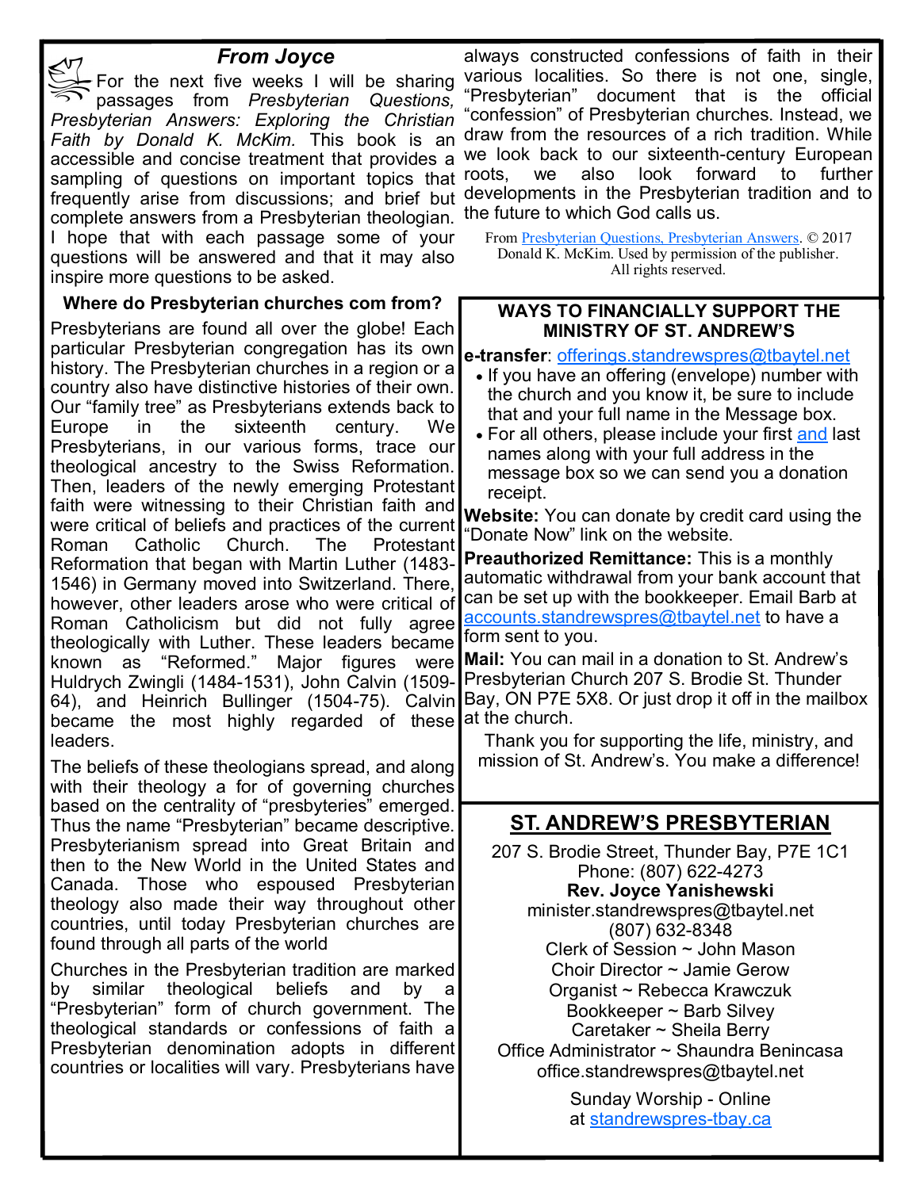## *From Joyce*

For the next five weeks I will be sharing passages from *Presbyterian Questions, Presbyterian Answers: Exploring the Christian Faith by Donald K. McKim.* This book is an accessible and concise treatment that provides a sampling of questions on important topics that frequently arise from discussions; and brief but complete answers from a Presbyterian theologian. I hope that with each passage some of your questions will be answered and that it may also inspire more questions to be asked.

### Where do Presbyterian churches com from?

Presbyterians are found all over the globe! Each particular Presbyterian congregation has its own history. The Presbyterian churches in a region or a country also have distinctive histories of their own. Our "family tree" as Presbyterians extends back to Europe in the sixteenth century. We Presbyterians, in our various forms, trace our theological ancestry to the Swiss Reformation. Then, leaders of the newly emerging Protestant faith were witnessing to their Christian faith and were critical of beliefs and practices of the current Roman Catholic Church. The Protestant Reformation that began with Martin Luther (1483-1546) in Germany moved into Switzerland. There, however, other leaders arose who were critical of Roman Catholicism but did not fully agree theologically with Luther. These leaders became known as "Reformed." Major figures were Huldrych Zwingli (1484-1531), John Calvin (1509-64), and Heinrich Bullinger (1504-75). Calvin became the most highly regarded of these leaders.

The beliefs of these theologians spread, and along with their theology a for of governing churches based on the centrality of "presbyteries" emerged. Thus the name "Presbyterian" became descriptive. Presbyterianism spread into Great Britain and then to the New World in the United States and Canada. Those who espoused Presbyterian theology also made their way throughout other countries, until today Presbyterian churches are found through all parts of the world

Churches in the Presbyterian tradition are marked by similar theological beliefs and by a "Presbyterian" form of church government. The theological standards or confessions of faith a Presbyterian denomination adopts in different countries or localities will vary. Presbyterians have always constructed confessions of faith in their various localities. So there is not one, single, "Presbyterian" document that is the official "confession" of Presbyterian churches. Instead, we draw from the resources of a rich tradition. While we look back to our sixteenth-century European roots, we also look forward to further developments in the Presbyterian tradition and to the future to which God calls us.

From Presbyterian Questions, Presbyterian Answers. © 2017 Donald K. McKim. Used by permission of the publisher. All rights reserved.

### WAYS TO FINANCIALLY SUPPORT THE MINISTRY OF ST. ANDREW'S

**e-transfer**: offerings.standrewspres@tbaytel.net

- If you have an offering (envelope) number with the church and you know it, be sure to include that and your full name in the Message box.
- For all others, please include your first and last names along with your full address in the message box so we can send you a donation receipt.

**Website:** You can donate by credit card using the "Donate Now" link on the website.

**Preauthorized Remittance:** This is a monthly automatic withdrawal from your bank account that can be set up with the bookkeeper. Email Barb at accounts.standrewspres@tbaytel.net to have a form sent to you.

**Mail:** You can mail in a donation to St. Andrew's Presbyterian Church 207 S. Brodie St. Thunder Bay, ON P7E 5X8. Or just drop it off in the mailbox at the church.

Thank you for supporting the life, ministry, and mission of St. Andrew's. You make a difference!

## ST. ANDREW'S PRESBYTERIAN

207 S. Brodie Street, Thunder Bay, P7E 1C1
Phone: (807) 622-4273
**Rev. Joyce Yanishewski**
minister.standrewspres@tbaytel.net
(807) 632-8348
Clerk of Session ~ John Mason
Choir Director ~ Jamie Gerow
Organist ~ Rebecca Krawczuk
Bookkeeper ~ Barb Silvey
Caretaker ~ Sheila Berry
Office Administrator ~ Shaundra Benincasa
office.standrewspres@tbaytel.net

Sunday Worship - Online
at standrewspres-tbay.ca